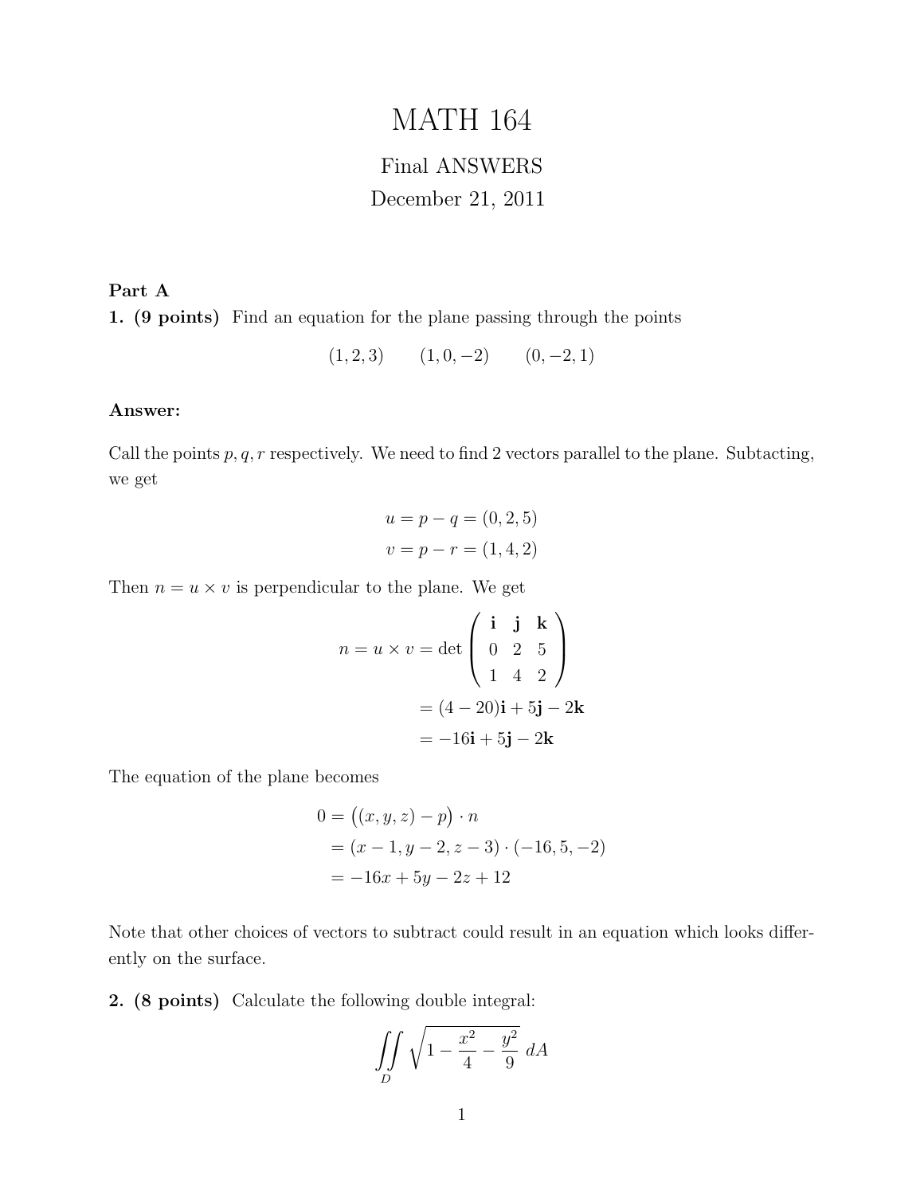# MATH 164

Final ANSWERS

December 21, 2011

**Part A**

**1. (9 points)** Find an equation for the plane passing through the points

$$(1, 2, 3) \qquad (1, 0, -2) \qquad (0, -2, 1)$$

**Answer:**

Call the points $p, q, r$ respectively. We need to find 2 vectors parallel to the plane. Subtacting, we get

$$u = p - q = (0, 2, 5)$$
$$v = p - r = (1, 4, 2)$$

Then $n = u \times v$ is perpendicular to the plane. We get

$$n = u \times v = \det \begin{pmatrix} \mathbf{i} & \mathbf{j} & \mathbf{k} \\ 0 & 2 & 5 \\ 1 & 4 & 2 \end{pmatrix}$$
$$= (4 - 20)\mathbf{i} + 5\mathbf{j} - 2\mathbf{k}$$
$$= -16\mathbf{i} + 5\mathbf{j} - 2\mathbf{k}$$

The equation of the plane becomes

$$0 = \big((x, y, z) - p\big) \cdot n$$
$$= (x - 1, y - 2, z - 3) \cdot (-16, 5, -2)$$
$$= -16x + 5y - 2z + 12$$

Note that other choices of vectors to subtract could result in an equation which looks differently on the surface.

**2. (8 points)** Calculate the following double integral:

$$\iint\limits_{D} \sqrt{1 - \frac{x^2}{4} - \frac{y^2}{9}}\; dA$$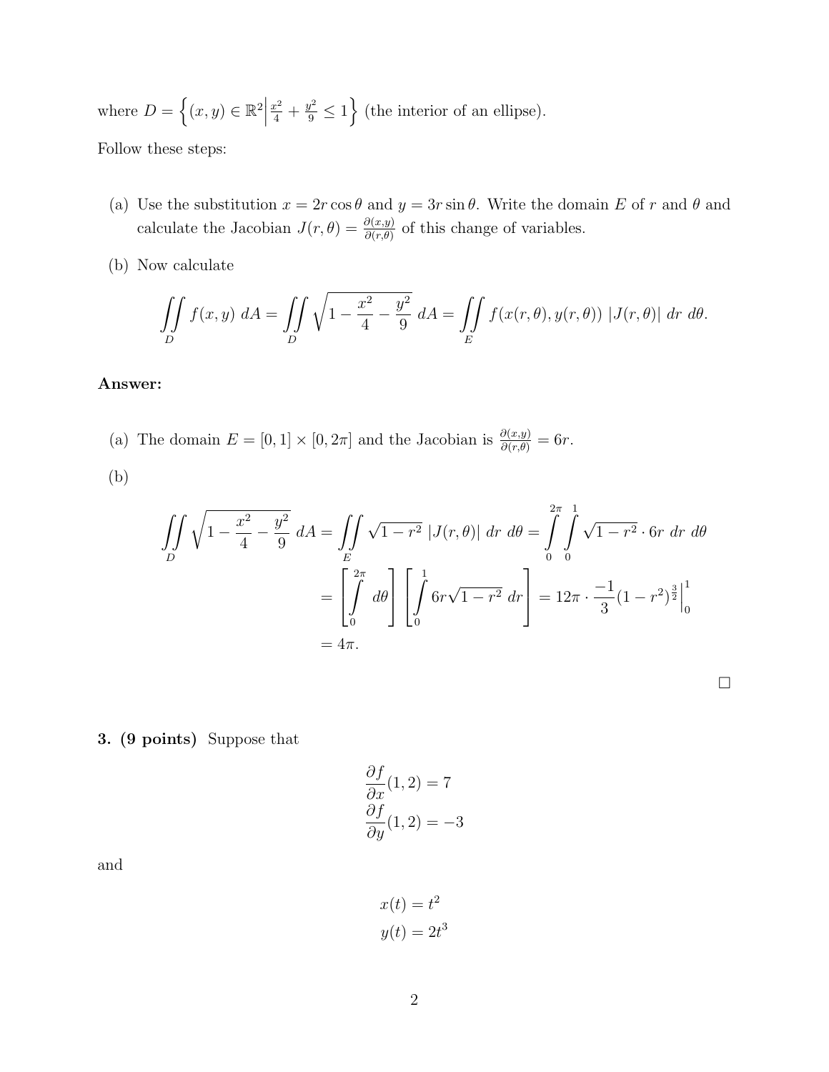where $D = \left\{(x,y) \in \mathbb{R}^2 \middle| \frac{x^2}{4} + \frac{y^2}{9} \leq 1\right\}$ (the interior of an ellipse).

Follow these steps:

(a) Use the substitution $x = 2r\cos\theta$ and $y = 3r\sin\theta$. Write the domain $E$ of $r$ and $\theta$ and calculate the Jacobian $J(r,\theta) = \frac{\partial(x,y)}{\partial(r,\theta)}$ of this change of variables.

(b) Now calculate

$$\iint_D f(x,y)\, dA = \iint_D \sqrt{1 - \frac{x^2}{4} - \frac{y^2}{9}}\, dA = \iint_E f(x(r,\theta), y(r,\theta))\, |J(r,\theta)|\, dr\, d\theta.$$

**Answer:**

(a) The domain $E = [0,1] \times [0, 2\pi]$ and the Jacobian is $\frac{\partial(x,y)}{\partial(r,\theta)} = 6r$.

(b)

$$\begin{aligned}
\iint_D \sqrt{1 - \frac{x^2}{4} - \frac{y^2}{9}}\, dA &= \iint_E \sqrt{1-r^2}\, |J(r,\theta)|\, dr\, d\theta = \int_0^{2\pi}\int_0^1 \sqrt{1-r^2} \cdot 6r\, dr\, d\theta \\
&= \left[\int_0^{2\pi} d\theta\right]\left[\int_0^1 6r\sqrt{1-r^2}\, dr\right] = 12\pi \cdot \frac{-1}{3}(1-r^2)^{\frac{3}{2}}\Big|_0^1 \\
&= 4\pi.
\end{aligned}$$

□

**3. (9 points)** Suppose that

$$\frac{\partial f}{\partial x}(1,2) = 7$$
$$\frac{\partial f}{\partial y}(1,2) = -3$$

and

$$x(t) = t^2$$
$$y(t) = 2t^3$$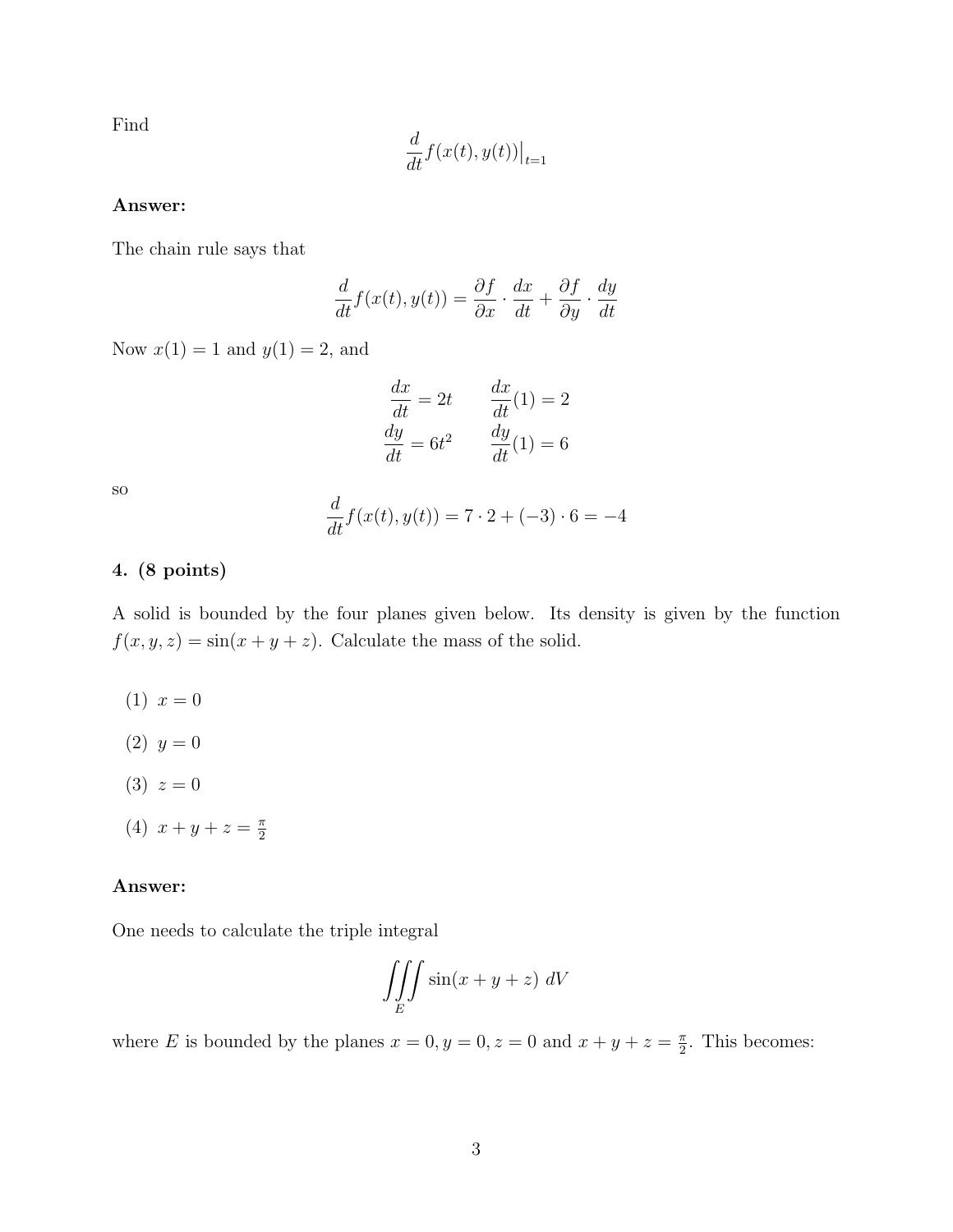Find

$$\frac{d}{dt} f(x(t), y(t))\Big|_{t=1}$$

**Answer:**

The chain rule says that

$$\frac{d}{dt} f(x(t), y(t)) = \frac{\partial f}{\partial x} \cdot \frac{dx}{dt} + \frac{\partial f}{\partial y} \cdot \frac{dy}{dt}$$

Now $x(1) = 1$ and $y(1) = 2$, and

$$\begin{aligned} \frac{dx}{dt} &= 2t \qquad & \frac{dx}{dt}(1) &= 2 \\ \frac{dy}{dt} &= 6t^2 \qquad & \frac{dy}{dt}(1) &= 6 \end{aligned}$$

so

$$\frac{d}{dt} f(x(t), y(t)) = 7 \cdot 2 + (-3) \cdot 6 = -4$$

**4. (8 points)**

A solid is bounded by the four planes given below. Its density is given by the function $f(x, y, z) = \sin(x + y + z)$. Calculate the mass of the solid.

(1) $x = 0$

(2) $y = 0$

(3) $z = 0$

(4) $x + y + z = \frac{\pi}{2}$

**Answer:**

One needs to calculate the triple integral

$$\iiint_E \sin(x + y + z) \ dV$$

where $E$ is bounded by the planes $x = 0, y = 0, z = 0$ and $x + y + z = \frac{\pi}{2}$. This becomes: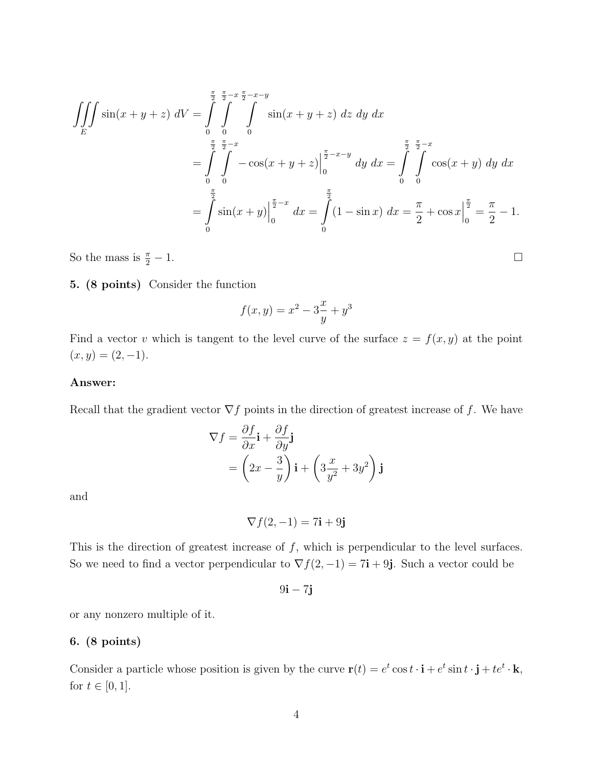$$
\iiint_E \sin(x+y+z)\ dV = \int_0^{\frac{\pi}{2}} \int_0^{\frac{\pi}{2}-x} \int_0^{\frac{\pi}{2}-x-y} \sin(x+y+z)\ dz\ dy\ dx
$$

$$
= \int_0^{\frac{\pi}{2}} \int_0^{\frac{\pi}{2}-x} -\cos(x+y+z)\Big|_0^{\frac{\pi}{2}-x-y}\ dy\ dx = \int_0^{\frac{\pi}{2}} \int_0^{\frac{\pi}{2}-x} \cos(x+y)\ dy\ dx
$$

$$
= \int_0^{\frac{\pi}{2}} \sin(x+y)\Big|_0^{\frac{\pi}{2}-x}\ dx = \int_0^{\frac{\pi}{2}} (1-\sin x)\ dx = \frac{\pi}{2} + \cos x\Big|_0^{\frac{\pi}{2}} = \frac{\pi}{2} - 1.
$$

So the mass is $\frac{\pi}{2} - 1$. □

**5. (8 points)** Consider the function

$$
f(x,y) = x^2 - 3\frac{x}{y} + y^3
$$

Find a vector $v$ which is tangent to the level curve of the surface $z = f(x,y)$ at the point $(x,y) = (2,-1)$.

**Answer:**

Recall that the gradient vector $\nabla f$ points in the direction of greatest increase of $f$. We have

$$
\nabla f = \frac{\partial f}{\partial x}\mathbf{i} + \frac{\partial f}{\partial y}\mathbf{j}
$$

$$
= \left(2x - \frac{3}{y}\right)\mathbf{i} + \left(3\frac{x}{y^2} + 3y^2\right)\mathbf{j}
$$

and

$$
\nabla f(2,-1) = 7\mathbf{i} + 9\mathbf{j}
$$

This is the direction of greatest increase of $f$, which is perpendicular to the level surfaces. So we need to find a vector perpendicular to $\nabla f(2,-1) = 7\mathbf{i} + 9\mathbf{j}$. Such a vector could be

$$
9\mathbf{i} - 7\mathbf{j}
$$

or any nonzero multiple of it.

**6. (8 points)**

Consider a particle whose position is given by the curve $\mathbf{r}(t) = e^t \cos t \cdot \mathbf{i} + e^t \sin t \cdot \mathbf{j} + te^t \cdot \mathbf{k}$, for $t \in [0,1]$.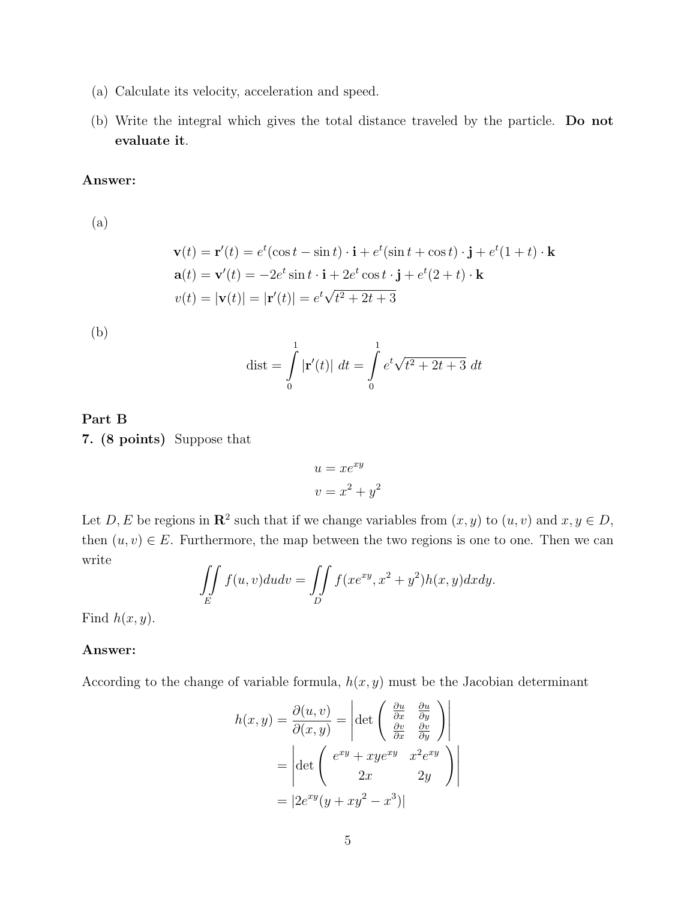(a) Calculate its velocity, acceleration and speed.

(b) Write the integral which gives the total distance traveled by the particle. **Do not evaluate it**.

**Answer:**

(a)

$$
\begin{aligned}
\mathbf{v}(t) &= \mathbf{r}'(t) = e^t(\cos t - \sin t) \cdot \mathbf{i} + e^t(\sin t + \cos t) \cdot \mathbf{j} + e^t(1+t) \cdot \mathbf{k} \\
\mathbf{a}(t) &= \mathbf{v}'(t) = -2e^t \sin t \cdot \mathbf{i} + 2e^t \cos t \cdot \mathbf{j} + e^t(2+t) \cdot \mathbf{k} \\
v(t) &= |\mathbf{v}(t)| = |\mathbf{r}'(t)| = e^t\sqrt{t^2+2t+3}
\end{aligned}
$$

(b)

$$
\text{dist} = \int_0^1 |\mathbf{r}'(t)|\, dt = \int_0^1 e^t\sqrt{t^2+2t+3}\, dt
$$

**Part B**

**7. (8 points)** Suppose that

$$
\begin{aligned}
u &= xe^{xy} \\
v &= x^2 + y^2
\end{aligned}
$$

Let $D, E$ be regions in $\mathbf{R}^2$ such that if we change variables from $(x, y)$ to $(u, v)$ and $x, y \in D$, then $(u, v) \in E$. Furthermore, the map between the two regions is one to one. Then we can write

$$
\iint_E f(u,v)dudv = \iint_D f(xe^{xy}, x^2+y^2)h(x,y)dxdy.
$$

Find $h(x, y)$.

**Answer:**

According to the change of variable formula, $h(x, y)$ must be the Jacobian determinant

$$
\begin{aligned}
h(x,y) = \frac{\partial(u,v)}{\partial(x,y)} &= \left|\det\begin{pmatrix} \frac{\partial u}{\partial x} & \frac{\partial u}{\partial y} \\ \frac{\partial v}{\partial x} & \frac{\partial v}{\partial y} \end{pmatrix}\right| \\
&= \left|\det\begin{pmatrix} e^{xy} + xye^{xy} & x^2e^{xy} \\ 2x & 2y \end{pmatrix}\right| \\
&= |2e^{xy}(y + xy^2 - x^3)|
\end{aligned}
$$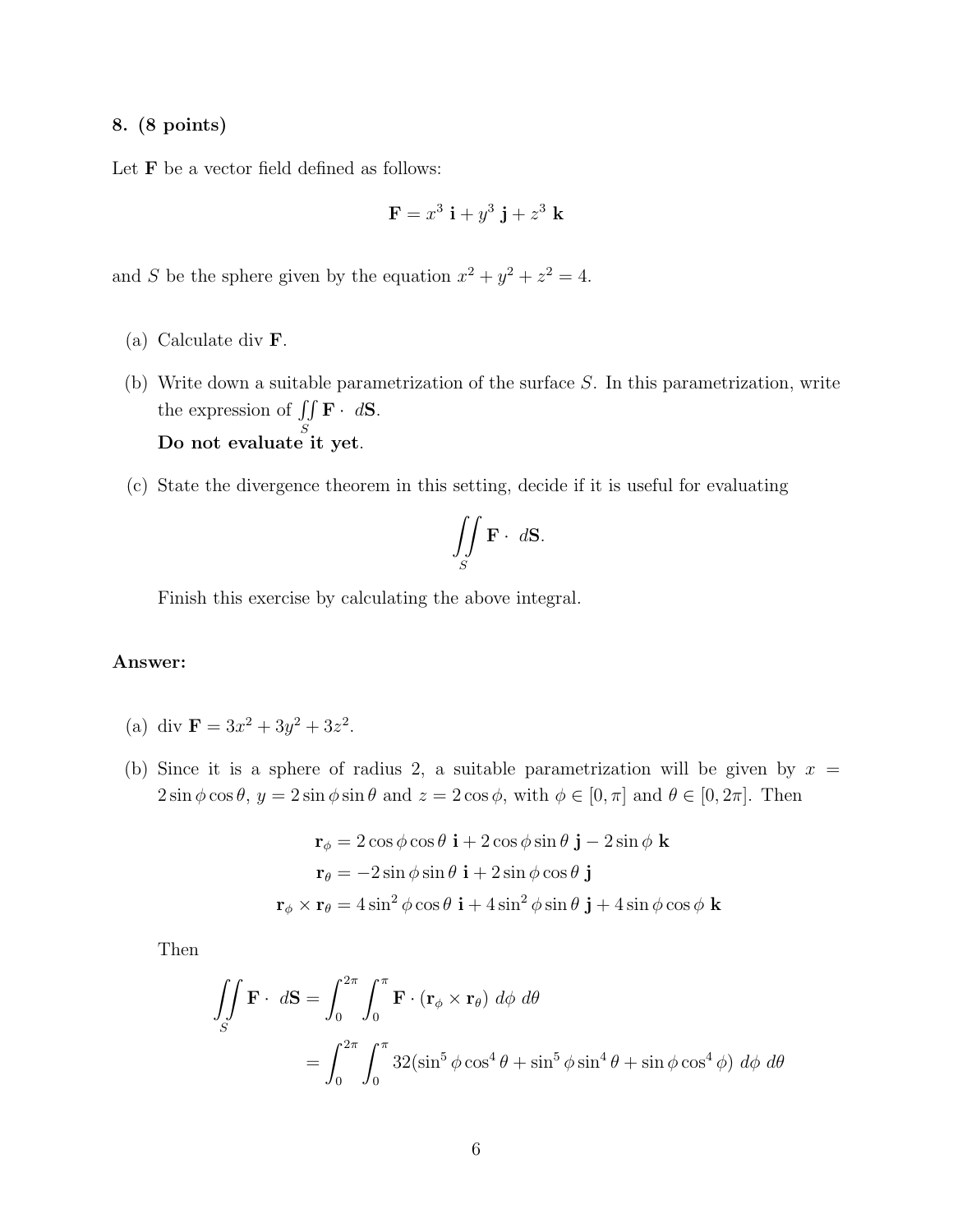**8. (8 points)**

Let $\mathbf{F}$ be a vector field defined as follows:

$$\mathbf{F} = x^3\ \mathbf{i} + y^3\ \mathbf{j} + z^3\ \mathbf{k}$$

and $S$ be the sphere given by the equation $x^2 + y^2 + z^2 = 4$.

(a) Calculate div $\mathbf{F}$.

(b) Write down a suitable parametrization of the surface $S$. In this parametrization, write the expression of $\iint\limits_S \mathbf{F} \cdot \ d\mathbf{S}$.
**Do not evaluate it yet**.

(c) State the divergence theorem in this setting, decide if it is useful for evaluating

$$\iint\limits_S \mathbf{F} \cdot \ d\mathbf{S}.$$

Finish this exercise by calculating the above integral.

**Answer:**

(a) div $\mathbf{F} = 3x^2 + 3y^2 + 3z^2$.

(b) Since it is a sphere of radius 2, a suitable parametrization will be given by $x = 2\sin\phi\cos\theta$, $y = 2\sin\phi\sin\theta$ and $z = 2\cos\phi$, with $\phi \in [0, \pi]$ and $\theta \in [0, 2\pi]$. Then

$$\begin{aligned}
\mathbf{r}_\phi &= 2\cos\phi\cos\theta\ \mathbf{i} + 2\cos\phi\sin\theta\ \mathbf{j} - 2\sin\phi\ \mathbf{k} \\
\mathbf{r}_\theta &= -2\sin\phi\sin\theta\ \mathbf{i} + 2\sin\phi\cos\theta\ \mathbf{j} \\
\mathbf{r}_\phi \times \mathbf{r}_\theta &= 4\sin^2\phi\cos\theta\ \mathbf{i} + 4\sin^2\phi\sin\theta\ \mathbf{j} + 4\sin\phi\cos\phi\ \mathbf{k}
\end{aligned}$$

Then

$$\begin{aligned}
\iint\limits_S \mathbf{F} \cdot \ d\mathbf{S} &= \int_0^{2\pi} \int_0^{\pi} \mathbf{F} \cdot (\mathbf{r}_\phi \times \mathbf{r}_\theta)\ d\phi\ d\theta \\
&= \int_0^{2\pi} \int_0^{\pi} 32(\sin^5\phi\cos^4\theta + \sin^5\phi\sin^4\theta + \sin\phi\cos^4\phi)\ d\phi\ d\theta
\end{aligned}$$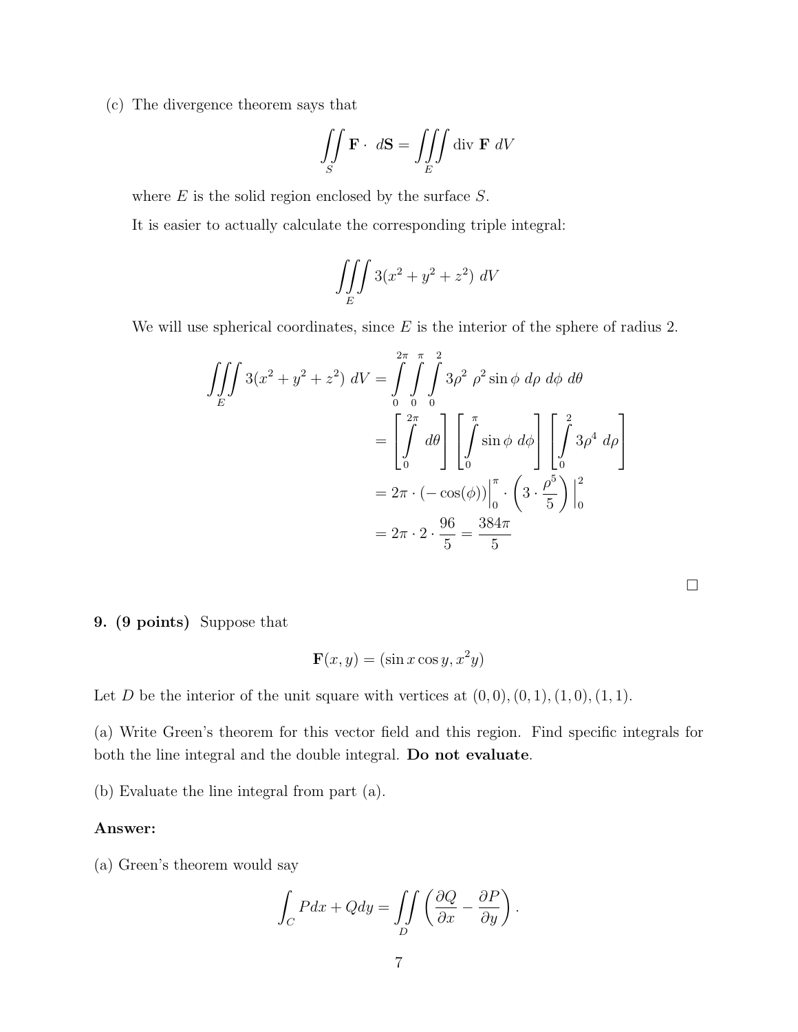(c) The divergence theorem says that

$$\iint_S \mathbf{F} \cdot \, d\mathbf{S} = \iiint_E \text{div } \mathbf{F} \; dV$$

where $E$ is the solid region enclosed by the surface $S$.

It is easier to actually calculate the corresponding triple integral:

$$\iiint_E 3(x^2 + y^2 + z^2) \; dV$$

We will use spherical coordinates, since $E$ is the interior of the sphere of radius 2.

$$\begin{aligned}
\iiint_E 3(x^2 + y^2 + z^2) \; dV &= \int_0^{2\pi} \int_0^{\pi} \int_0^{2} 3\rho^2 \; \rho^2 \sin\phi \; d\rho \; d\phi \; d\theta \\
&= \left[ \int_0^{2\pi} d\theta \right] \left[ \int_0^{\pi} \sin\phi \; d\phi \right] \left[ \int_0^{2} 3\rho^4 \; d\rho \right] \\
&= 2\pi \cdot (-\cos(\phi)) \Big|_0^{\pi} \cdot \left( 3 \cdot \frac{\rho^5}{5} \right) \Big|_0^{2} \\
&= 2\pi \cdot 2 \cdot \frac{96}{5} = \frac{384\pi}{5}
\end{aligned}$$

□

**9. (9 points)** Suppose that

$$\mathbf{F}(x, y) = (\sin x \cos y, x^2 y)$$

Let $D$ be the interior of the unit square with vertices at $(0, 0), (0, 1), (1, 0), (1, 1)$.

(a) Write Green's theorem for this vector field and this region. Find specific integrals for both the line integral and the double integral. **Do not evaluate**.

(b) Evaluate the line integral from part (a).

**Answer:**

(a) Green's theorem would say

$$\int_C P dx + Q dy = \iint_D \left( \frac{\partial Q}{\partial x} - \frac{\partial P}{\partial y} \right).$$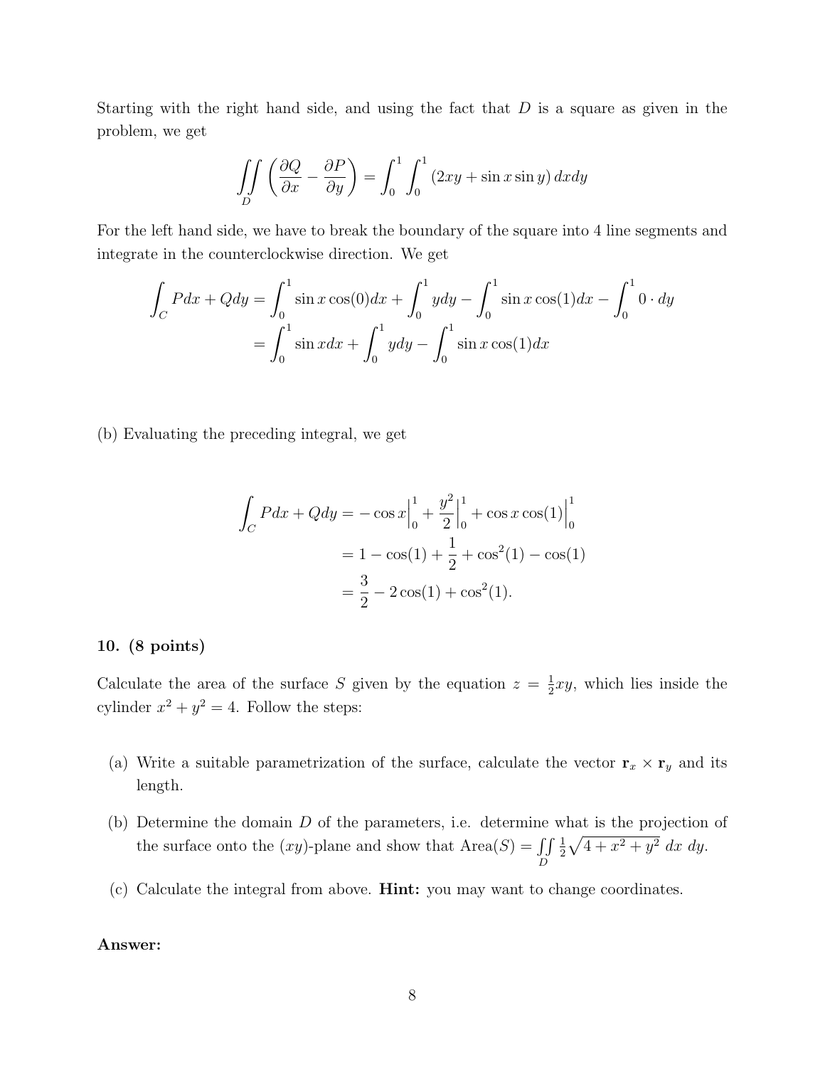Starting with the right hand side, and using the fact that $D$ is a square as given in the problem, we get

$$\iint\limits_D \left( \frac{\partial Q}{\partial x} - \frac{\partial P}{\partial y} \right) = \int_0^1 \int_0^1 (2xy + \sin x \sin y) \, dxdy$$

For the left hand side, we have to break the boundary of the square into 4 line segments and integrate in the counterclockwise direction. We get

$$\begin{aligned}
\int_C Pdx + Qdy &= \int_0^1 \sin x \cos(0) dx + \int_0^1 y dy - \int_0^1 \sin x \cos(1) dx - \int_0^1 0 \cdot dy \\
&= \int_0^1 \sin x dx + \int_0^1 y dy - \int_0^1 \sin x \cos(1) dx
\end{aligned}$$

(b) Evaluating the preceding integral, we get

$$\begin{aligned}
\int_C Pdx + Qdy &= -\cos x \Big|_0^1 + \frac{y^2}{2}\Big|_0^1 + \cos x \cos(1)\Big|_0^1 \\
&= 1 - \cos(1) + \frac{1}{2} + \cos^2(1) - \cos(1) \\
&= \frac{3}{2} - 2\cos(1) + \cos^2(1).
\end{aligned}$$

**10. (8 points)**

Calculate the area of the surface $S$ given by the equation $z = \frac{1}{2}xy$, which lies inside the cylinder $x^2 + y^2 = 4$. Follow the steps:

(a) Write a suitable parametrization of the surface, calculate the vector $\mathbf{r}_x \times \mathbf{r}_y$ and its length.

(b) Determine the domain $D$ of the parameters, i.e. determine what is the projection of the surface onto the $(xy)$-plane and show that $\text{Area}(S) = \iint\limits_D \frac{1}{2}\sqrt{4 + x^2 + y^2} \, dx \, dy$.

(c) Calculate the integral from above. **Hint:** you may want to change coordinates.

**Answer:**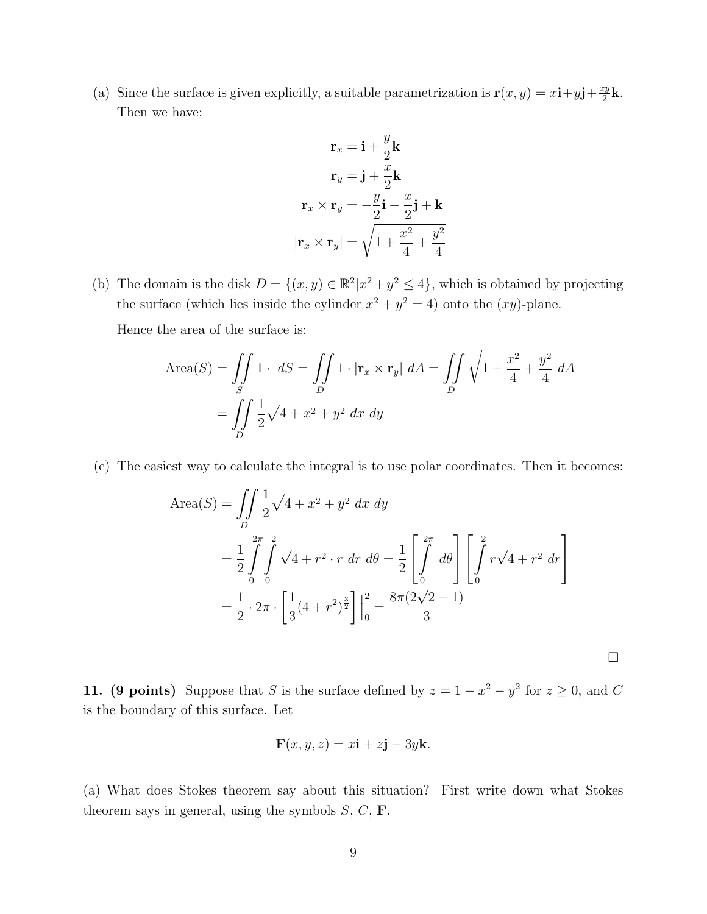(a) Since the surface is given explicitly, a suitable parametrization is $\mathbf{r}(x, y) = x\mathbf{i}+y\mathbf{j}+\frac{xy}{2}\mathbf{k}$. Then we have:

$$
\begin{aligned}
\mathbf{r}_x &= \mathbf{i} + \frac{y}{2}\mathbf{k} \\
\mathbf{r}_y &= \mathbf{j} + \frac{x}{2}\mathbf{k} \\
\mathbf{r}_x \times \mathbf{r}_y &= -\frac{y}{2}\mathbf{i} - \frac{x}{2}\mathbf{j} + \mathbf{k} \\
|\mathbf{r}_x \times \mathbf{r}_y| &= \sqrt{1 + \frac{x^2}{4} + \frac{y^2}{4}}
\end{aligned}
$$

(b) The domain is the disk $D = \{(x, y) \in \mathbb{R}^2 | x^2 + y^2 \leq 4\}$, which is obtained by projecting the surface (which lies inside the cylinder $x^2 + y^2 = 4$) onto the $(xy)$-plane.

Hence the area of the surface is:

$$
\begin{aligned}
\text{Area}(S) &= \iint_S 1 \cdot \, dS = \iint_D 1 \cdot |\mathbf{r}_x \times \mathbf{r}_y| \, dA = \iint_D \sqrt{1 + \frac{x^2}{4} + \frac{y^2}{4}} \, dA \\
&= \iint_D \frac{1}{2}\sqrt{4 + x^2 + y^2} \, dx \, dy
\end{aligned}
$$

(c) The easiest way to calculate the integral is to use polar coordinates. Then it becomes:

$$
\begin{aligned}
\text{Area}(S) &= \iint_D \frac{1}{2}\sqrt{4 + x^2 + y^2} \, dx \, dy \\
&= \frac{1}{2}\int_0^{2\pi}\int_0^{2} \sqrt{4 + r^2} \cdot r \, dr \, d\theta = \frac{1}{2}\left[\int_0^{2\pi} d\theta\right]\left[\int_0^{2} r\sqrt{4 + r^2} \, dr\right] \\
&= \frac{1}{2} \cdot 2\pi \cdot \left[\frac{1}{3}(4 + r^2)^{\frac{3}{2}}\right]\Big|_0^2 = \frac{8\pi(2\sqrt{2} - 1)}{3}
\end{aligned}
$$

□

**11. (9 points)** Suppose that $S$ is the surface defined by $z = 1 - x^2 - y^2$ for $z \geq 0$, and $C$ is the boundary of this surface. Let

$$
\mathbf{F}(x, y, z) = x\mathbf{i} + z\mathbf{j} - 3y\mathbf{k}.
$$

(a) What does Stokes theorem say about this situation? First write down what Stokes theorem says in general, using the symbols $S$, $C$, $\mathbf{F}$.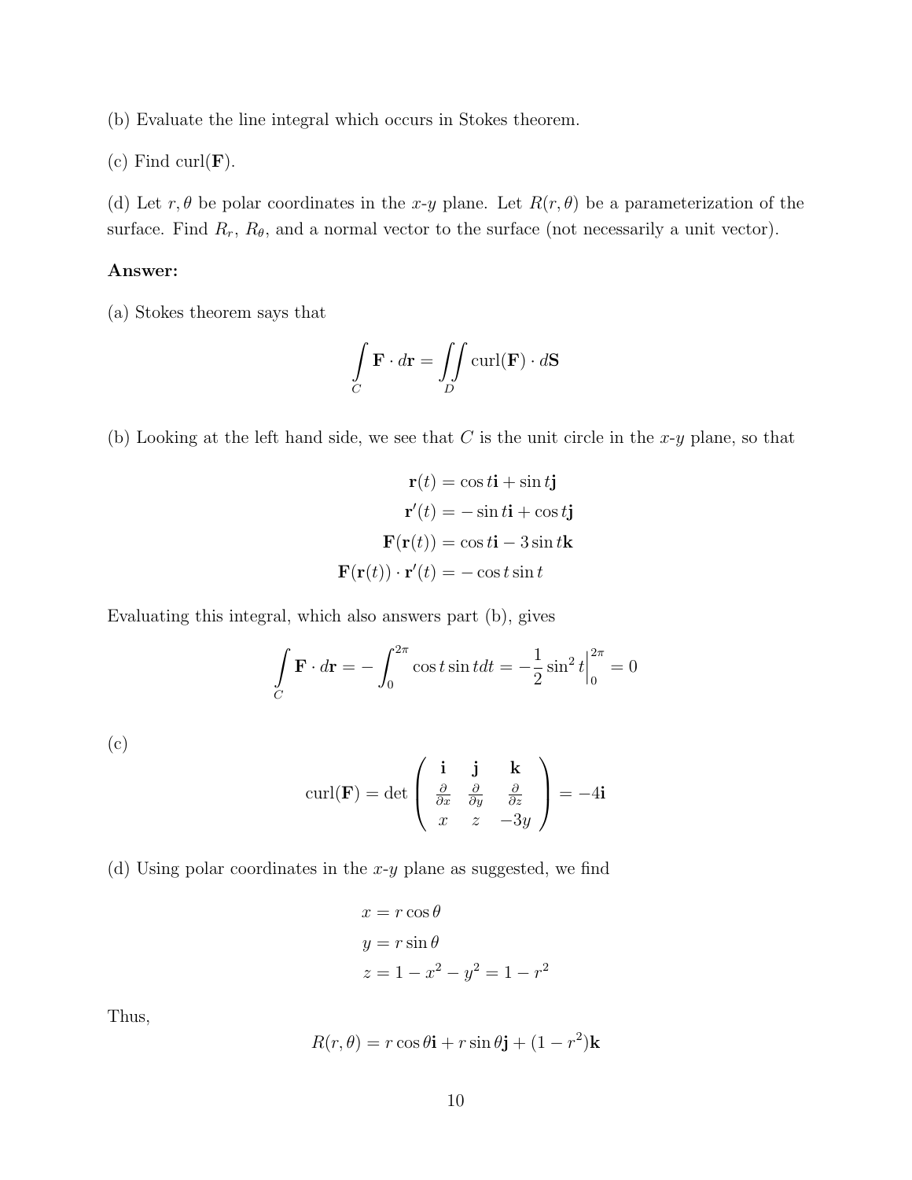(b) Evaluate the line integral which occurs in Stokes theorem.

(c) Find curl($\mathbf{F}$).

(d) Let $r, \theta$ be polar coordinates in the $x$-$y$ plane. Let $R(r,\theta)$ be a parameterization of the surface. Find $R_r$, $R_\theta$, and a normal vector to the surface (not necessarily a unit vector).

**Answer:**

(a) Stokes theorem says that

$$\int_C \mathbf{F} \cdot d\mathbf{r} = \iint_D \text{curl}(\mathbf{F}) \cdot d\mathbf{S}$$

(b) Looking at the left hand side, we see that $C$ is the unit circle in the $x$-$y$ plane, so that

$$\begin{aligned}
\mathbf{r}(t) &= \cos t\mathbf{i} + \sin t\mathbf{j} \\
\mathbf{r}'(t) &= -\sin t\mathbf{i} + \cos t\mathbf{j} \\
\mathbf{F}(\mathbf{r}(t)) &= \cos t\mathbf{i} - 3\sin t\mathbf{k} \\
\mathbf{F}(\mathbf{r}(t)) \cdot \mathbf{r}'(t) &= -\cos t \sin t
\end{aligned}$$

Evaluating this integral, which also answers part (b), gives

$$\int_C \mathbf{F} \cdot d\mathbf{r} = -\int_0^{2\pi} \cos t \sin t dt = -\frac{1}{2}\sin^2 t\Big|_0^{2\pi} = 0$$

(c)

$$\text{curl}(\mathbf{F}) = \det\begin{pmatrix} \mathbf{i} & \mathbf{j} & \mathbf{k} \\ \frac{\partial}{\partial x} & \frac{\partial}{\partial y} & \frac{\partial}{\partial z} \\ x & z & -3y \end{pmatrix} = -4\mathbf{i}$$

(d) Using polar coordinates in the $x$-$y$ plane as suggested, we find

$$\begin{aligned}
x &= r\cos\theta \\
y &= r\sin\theta \\
z &= 1 - x^2 - y^2 = 1 - r^2
\end{aligned}$$

Thus,

$$R(r,\theta) = r\cos\theta\mathbf{i} + r\sin\theta\mathbf{j} + (1 - r^2)\mathbf{k}$$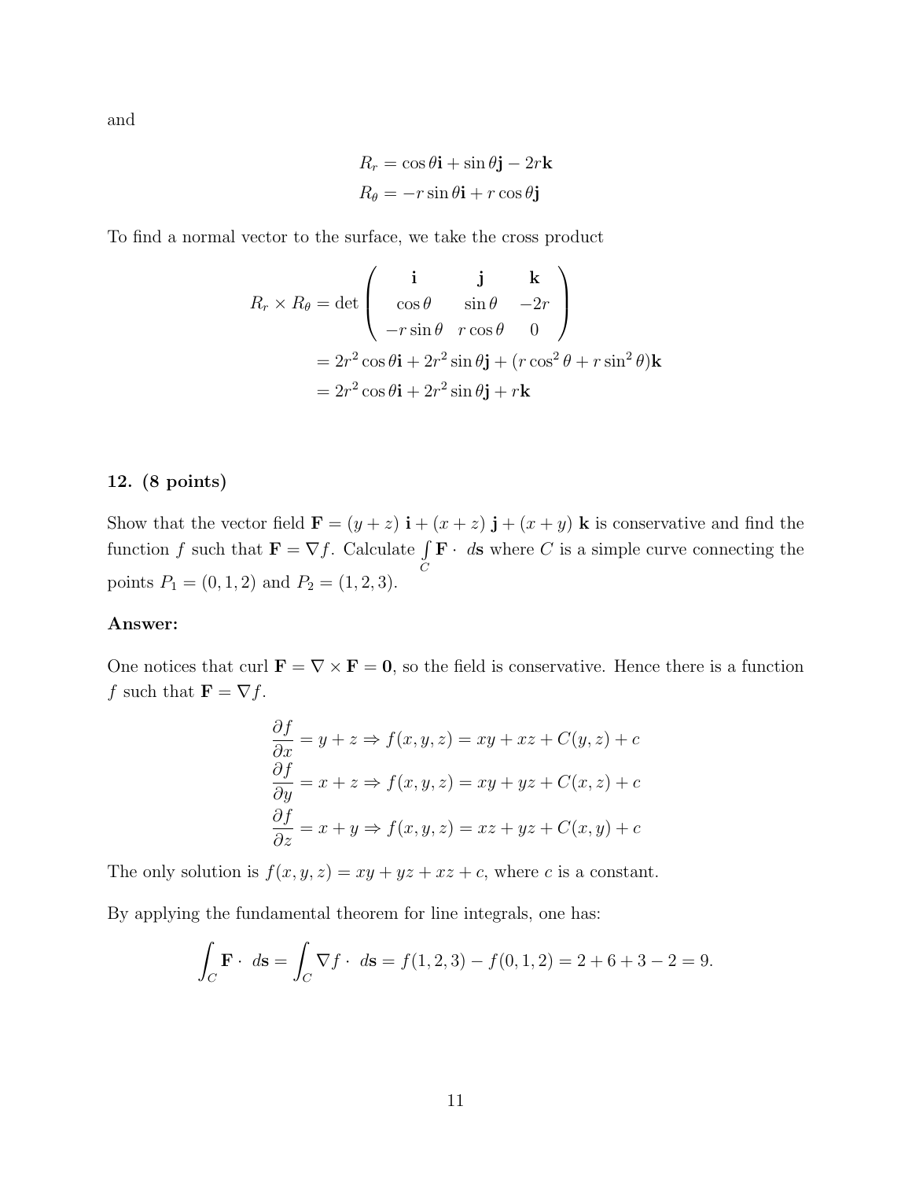and

$$R_r = \cos\theta \mathbf{i} + \sin\theta \mathbf{j} - 2r\mathbf{k}$$
$$R_\theta = -r\sin\theta \mathbf{i} + r\cos\theta \mathbf{j}$$

To find a normal vector to the surface, we take the cross product

$$\begin{aligned} R_r \times R_\theta &= \det \begin{pmatrix} \mathbf{i} & \mathbf{j} & \mathbf{k} \\ \cos\theta & \sin\theta & -2r \\ -r\sin\theta & r\cos\theta & 0 \end{pmatrix} \\ &= 2r^2\cos\theta \mathbf{i} + 2r^2 \sin\theta \mathbf{j} + (r\cos^2\theta + r\sin^2\theta)\mathbf{k} \\ &= 2r^2\cos\theta \mathbf{i} + 2r^2\sin\theta \mathbf{j} + r\mathbf{k} \end{aligned}$$

**12. (8 points)**

Show that the vector field $\mathbf{F} = (y+z)\ \mathbf{i} + (x+z)\ \mathbf{j} + (x+y)\ \mathbf{k}$ is conservative and find the function $f$ such that $\mathbf{F} = \nabla f$. Calculate $\int_C \mathbf{F} \cdot\ d\mathbf{s}$ where $C$ is a simple curve connecting the points $P_1 = (0,1,2)$ and $P_2 = (1,2,3)$.

**Answer:**

One notices that curl $\mathbf{F} = \nabla \times \mathbf{F} = \mathbf{0}$, so the field is conservative. Hence there is a function $f$ such that $\mathbf{F} = \nabla f$.

$$\frac{\partial f}{\partial x} = y + z \Rightarrow f(x,y,z) = xy + xz + C(y,z) + c$$
$$\frac{\partial f}{\partial y} = x + z \Rightarrow f(x,y,z) = xy + yz + C(x,z) + c$$
$$\frac{\partial f}{\partial z} = x + y \Rightarrow f(x,y,z) = xz + yz + C(x,y) + c$$

The only solution is $f(x,y,z) = xy + yz + xz + c$, where $c$ is a constant.

By applying the fundamental theorem for line integrals, one has:

$$\int_C \mathbf{F} \cdot\ d\mathbf{s} = \int_C \nabla f \cdot\ d\mathbf{s} = f(1,2,3) - f(0,1,2) = 2 + 6 + 3 - 2 = 9.$$